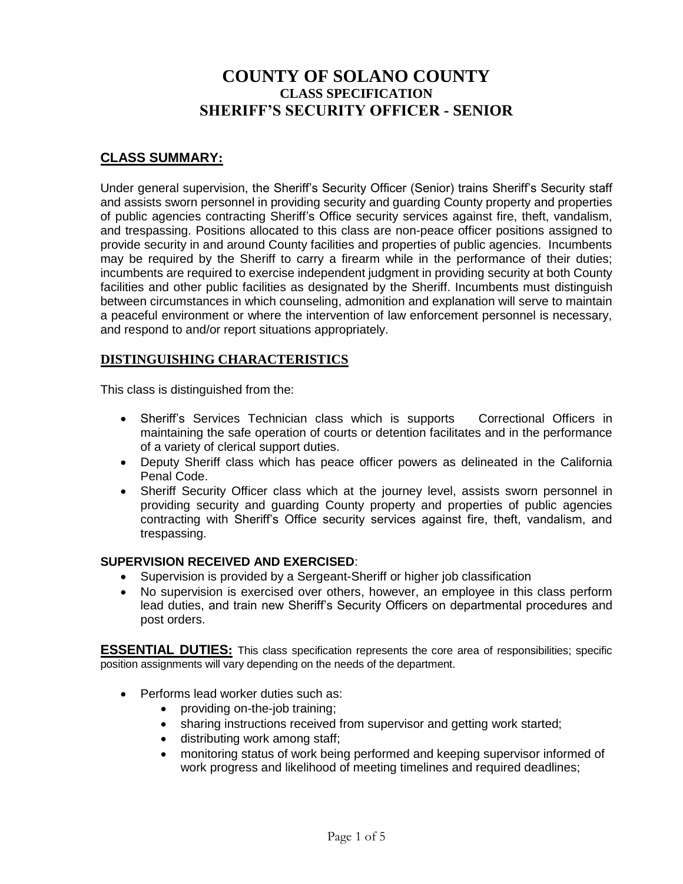# COUNTY OF SOLANO COUNTY
## CLASS SPECIFICATION
## SHERIFF'S SECURITY OFFICER - SENIOR

## CLASS SUMMARY:

Under general supervision, the Sheriff's Security Officer (Senior) trains Sheriff's Security staff and assists sworn personnel in providing security and guarding County property and properties of public agencies contracting Sheriff's Office security services against fire, theft, vandalism, and trespassing. Positions allocated to this class are non-peace officer positions assigned to provide security in and around County facilities and properties of public agencies. Incumbents may be required by the Sheriff to carry a firearm while in the performance of their duties; incumbents are required to exercise independent judgment in providing security at both County facilities and other public facilities as designated by the Sheriff. Incumbents must distinguish between circumstances in which counseling, admonition and explanation will serve to maintain a peaceful environment or where the intervention of law enforcement personnel is necessary, and respond to and/or report situations appropriately.

## DISTINGUISHING CHARACTERISTICS

This class is distinguished from the:

- Sheriff's Services Technician class which is supports Correctional Officers in maintaining the safe operation of courts or detention facilitates and in the performance of a variety of clerical support duties.
- Deputy Sheriff class which has peace officer powers as delineated in the California Penal Code.
- Sheriff Security Officer class which at the journey level, assists sworn personnel in providing security and guarding County property and properties of public agencies contracting with Sheriff's Office security services against fire, theft, vandalism, and trespassing.

**SUPERVISION RECEIVED AND EXERCISED**:

- Supervision is provided by a Sergeant-Sheriff or higher job classification
- No supervision is exercised over others, however, an employee in this class perform lead duties, and train new Sheriff's Security Officers on departmental procedures and post orders.

**ESSENTIAL DUTIES:** This class specification represents the core area of responsibilities; specific position assignments will vary depending on the needs of the department.

- Performs lead worker duties such as:
  - providing on-the-job training;
  - sharing instructions received from supervisor and getting work started;
  - distributing work among staff;
  - monitoring status of work being performed and keeping supervisor informed of work progress and likelihood of meeting timelines and required deadlines;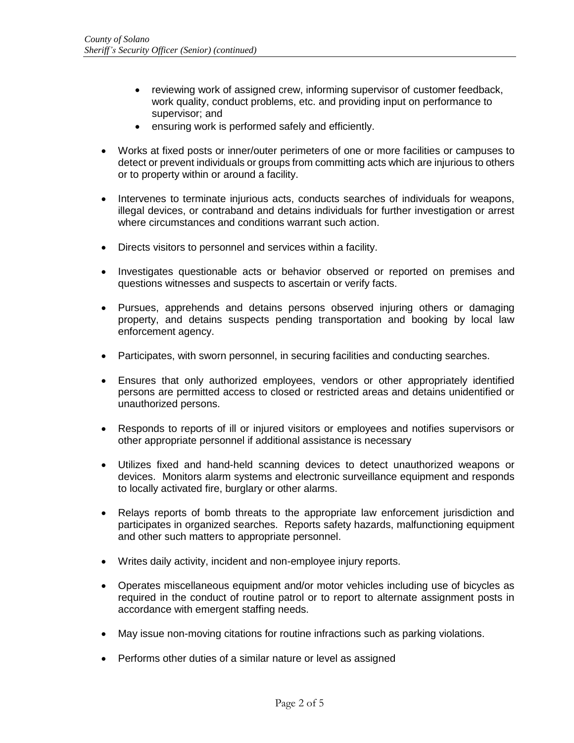- reviewing work of assigned crew, informing supervisor of customer feedback, work quality, conduct problems, etc. and providing input on performance to supervisor; and
    - ensuring work is performed safely and efficiently.

- Works at fixed posts or inner/outer perimeters of one or more facilities or campuses to detect or prevent individuals or groups from committing acts which are injurious to others or to property within or around a facility.

- Intervenes to terminate injurious acts, conducts searches of individuals for weapons, illegal devices, or contraband and detains individuals for further investigation or arrest where circumstances and conditions warrant such action.

- Directs visitors to personnel and services within a facility.

- Investigates questionable acts or behavior observed or reported on premises and questions witnesses and suspects to ascertain or verify facts.

- Pursues, apprehends and detains persons observed injuring others or damaging property, and detains suspects pending transportation and booking by local law enforcement agency.

- Participates, with sworn personnel, in securing facilities and conducting searches.

- Ensures that only authorized employees, vendors or other appropriately identified persons are permitted access to closed or restricted areas and detains unidentified or unauthorized persons.

- Responds to reports of ill or injured visitors or employees and notifies supervisors or other appropriate personnel if additional assistance is necessary

- Utilizes fixed and hand-held scanning devices to detect unauthorized weapons or devices. Monitors alarm systems and electronic surveillance equipment and responds to locally activated fire, burglary or other alarms.

- Relays reports of bomb threats to the appropriate law enforcement jurisdiction and participates in organized searches. Reports safety hazards, malfunctioning equipment and other such matters to appropriate personnel.

- Writes daily activity, incident and non-employee injury reports.

- Operates miscellaneous equipment and/or motor vehicles including use of bicycles as required in the conduct of routine patrol or to report to alternate assignment posts in accordance with emergent staffing needs.

- May issue non-moving citations for routine infractions such as parking violations.

- Performs other duties of a similar nature or level as assigned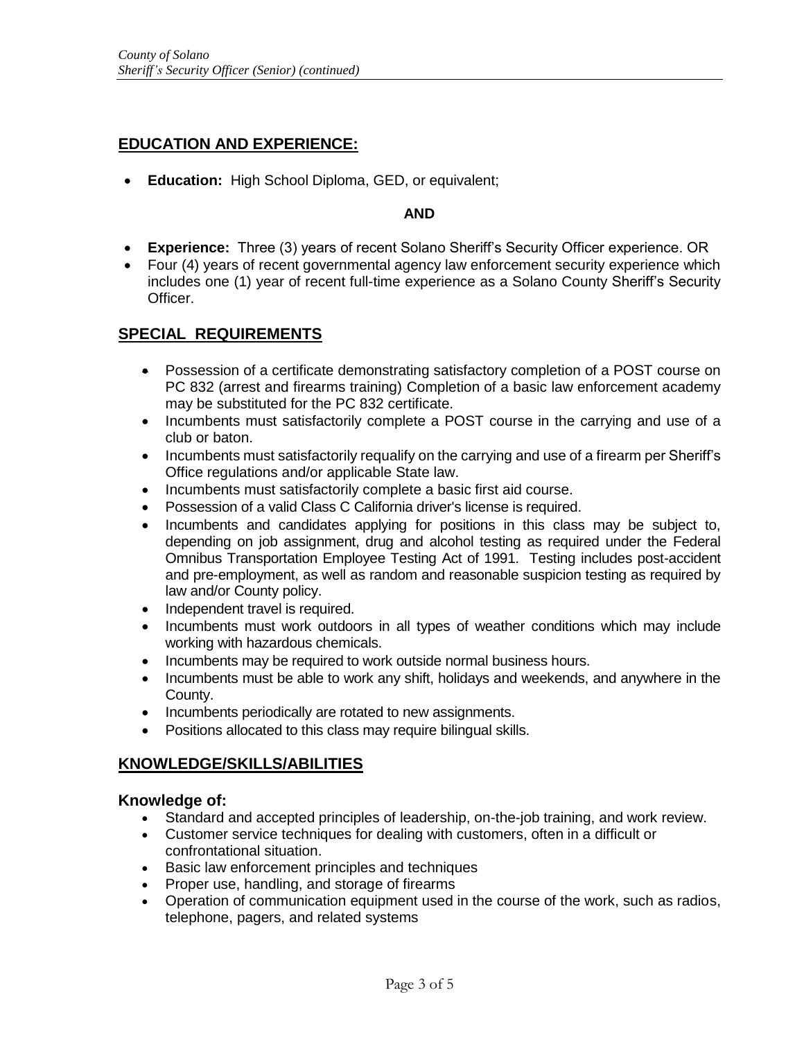## EDUCATION AND EXPERIENCE:

- **Education:** High School Diploma, GED, or equivalent;

**AND**

- **Experience:** Three (3) years of recent Solano Sheriff's Security Officer experience. OR
- Four (4) years of recent governmental agency law enforcement security experience which includes one (1) year of recent full-time experience as a Solano County Sheriff's Security Officer.

## SPECIAL REQUIREMENTS

- Possession of a certificate demonstrating satisfactory completion of a POST course on PC 832 (arrest and firearms training) Completion of a basic law enforcement academy may be substituted for the PC 832 certificate.
- Incumbents must satisfactorily complete a POST course in the carrying and use of a club or baton.
- Incumbents must satisfactorily requalify on the carrying and use of a firearm per Sheriff's Office regulations and/or applicable State law.
- Incumbents must satisfactorily complete a basic first aid course.
- Possession of a valid Class C California driver's license is required.
- Incumbents and candidates applying for positions in this class may be subject to, depending on job assignment, drug and alcohol testing as required under the Federal Omnibus Transportation Employee Testing Act of 1991. Testing includes post-accident and pre-employment, as well as random and reasonable suspicion testing as required by law and/or County policy.
- Independent travel is required.
- Incumbents must work outdoors in all types of weather conditions which may include working with hazardous chemicals.
- Incumbents may be required to work outside normal business hours.
- Incumbents must be able to work any shift, holidays and weekends, and anywhere in the County.
- Incumbents periodically are rotated to new assignments.
- Positions allocated to this class may require bilingual skills.

## KNOWLEDGE/SKILLS/ABILITIES

### Knowledge of:

- Standard and accepted principles of leadership, on-the-job training, and work review.
- Customer service techniques for dealing with customers, often in a difficult or confrontational situation.
- Basic law enforcement principles and techniques
- Proper use, handling, and storage of firearms
- Operation of communication equipment used in the course of the work, such as radios, telephone, pagers, and related systems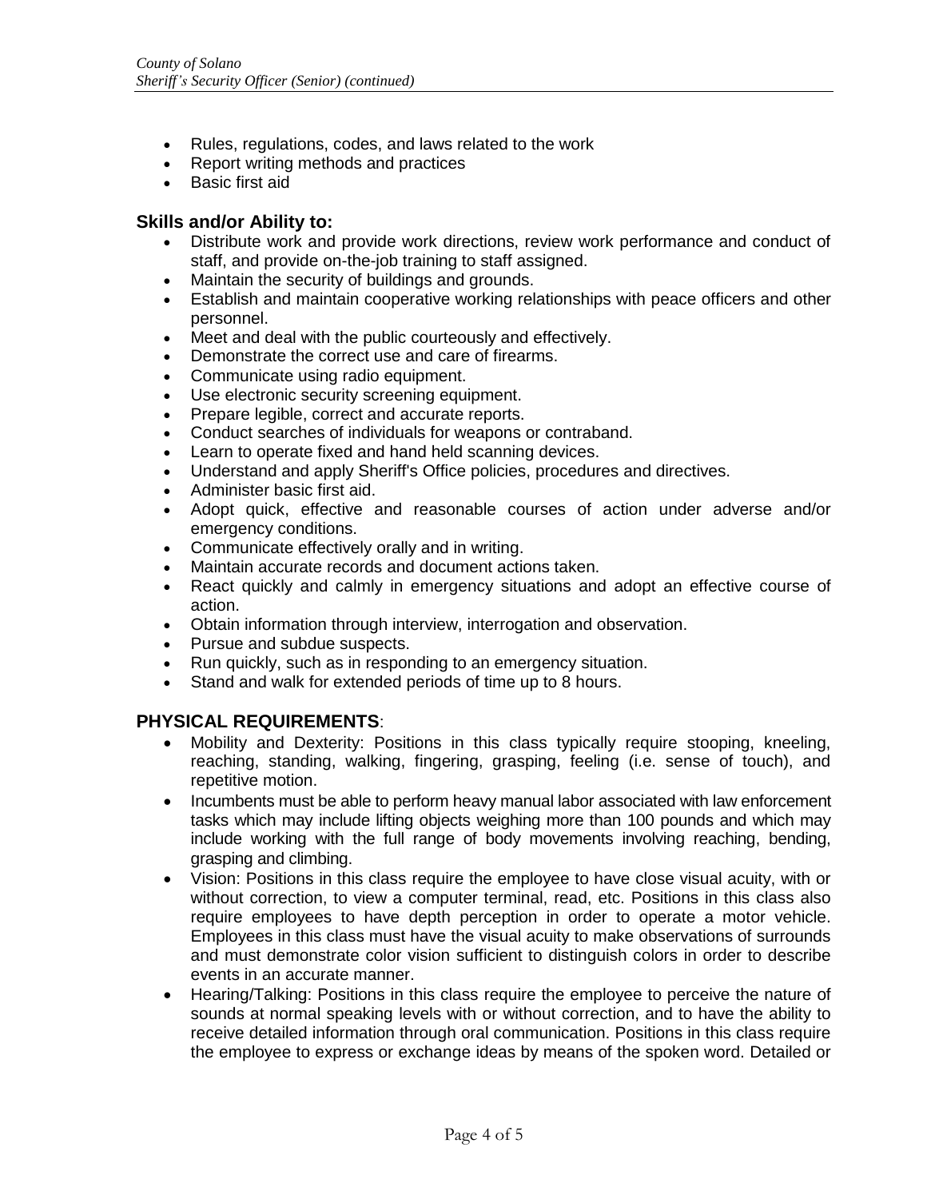- Rules, regulations, codes, and laws related to the work
- Report writing methods and practices
- Basic first aid

### Skills and/or Ability to:

- Distribute work and provide work directions, review work performance and conduct of staff, and provide on-the-job training to staff assigned.
- Maintain the security of buildings and grounds.
- Establish and maintain cooperative working relationships with peace officers and other personnel.
- Meet and deal with the public courteously and effectively.
- Demonstrate the correct use and care of firearms.
- Communicate using radio equipment.
- Use electronic security screening equipment.
- Prepare legible, correct and accurate reports.
- Conduct searches of individuals for weapons or contraband.
- Learn to operate fixed and hand held scanning devices.
- Understand and apply Sheriff's Office policies, procedures and directives.
- Administer basic first aid.
- Adopt quick, effective and reasonable courses of action under adverse and/or emergency conditions.
- Communicate effectively orally and in writing.
- Maintain accurate records and document actions taken.
- React quickly and calmly in emergency situations and adopt an effective course of action.
- Obtain information through interview, interrogation and observation.
- Pursue and subdue suspects.
- Run quickly, such as in responding to an emergency situation.
- Stand and walk for extended periods of time up to 8 hours.

## PHYSICAL REQUIREMENTS:

- Mobility and Dexterity: Positions in this class typically require stooping, kneeling, reaching, standing, walking, fingering, grasping, feeling (i.e. sense of touch), and repetitive motion.
- Incumbents must be able to perform heavy manual labor associated with law enforcement tasks which may include lifting objects weighing more than 100 pounds and which may include working with the full range of body movements involving reaching, bending, grasping and climbing.
- Vision: Positions in this class require the employee to have close visual acuity, with or without correction, to view a computer terminal, read, etc. Positions in this class also require employees to have depth perception in order to operate a motor vehicle. Employees in this class must have the visual acuity to make observations of surrounds and must demonstrate color vision sufficient to distinguish colors in order to describe events in an accurate manner.
- Hearing/Talking: Positions in this class require the employee to perceive the nature of sounds at normal speaking levels with or without correction, and to have the ability to receive detailed information through oral communication. Positions in this class require the employee to express or exchange ideas by means of the spoken word. Detailed or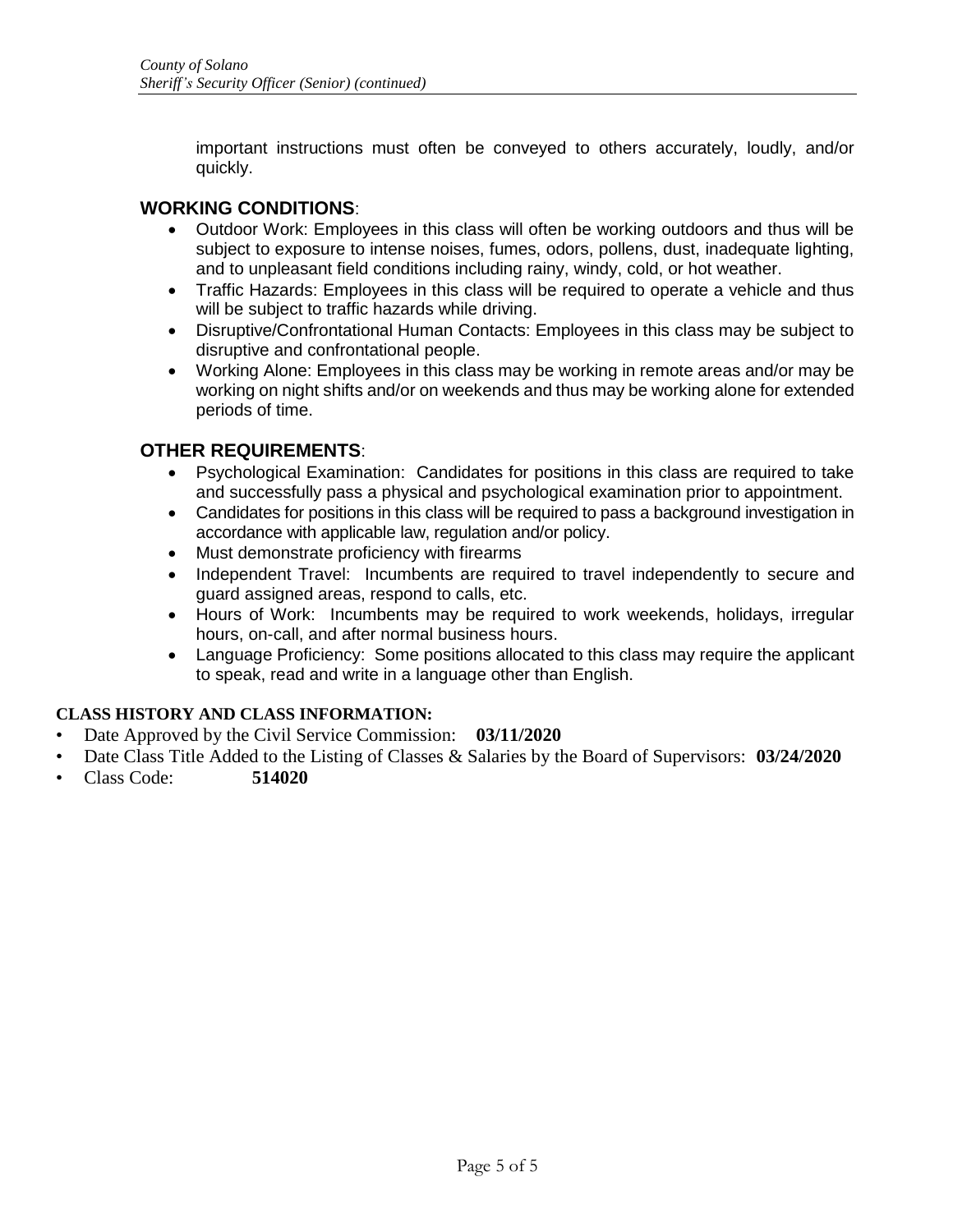important instructions must often be conveyed to others accurately, loudly, and/or quickly.

## WORKING CONDITIONS:

- Outdoor Work: Employees in this class will often be working outdoors and thus will be subject to exposure to intense noises, fumes, odors, pollens, dust, inadequate lighting, and to unpleasant field conditions including rainy, windy, cold, or hot weather.
- Traffic Hazards: Employees in this class will be required to operate a vehicle and thus will be subject to traffic hazards while driving.
- Disruptive/Confrontational Human Contacts: Employees in this class may be subject to disruptive and confrontational people.
- Working Alone: Employees in this class may be working in remote areas and/or may be working on night shifts and/or on weekends and thus may be working alone for extended periods of time.

## OTHER REQUIREMENTS:

- Psychological Examination: Candidates for positions in this class are required to take and successfully pass a physical and psychological examination prior to appointment.
- Candidates for positions in this class will be required to pass a background investigation in accordance with applicable law, regulation and/or policy.
- Must demonstrate proficiency with firearms
- Independent Travel: Incumbents are required to travel independently to secure and guard assigned areas, respond to calls, etc.
- Hours of Work: Incumbents may be required to work weekends, holidays, irregular hours, on-call, and after normal business hours.
- Language Proficiency: Some positions allocated to this class may require the applicant to speak, read and write in a language other than English.

**CLASS HISTORY AND CLASS INFORMATION:**

- Date Approved by the Civil Service Commission: **03/11/2020**
- Date Class Title Added to the Listing of Classes & Salaries by the Board of Supervisors: **03/24/2020**
- Class Code: **514020**